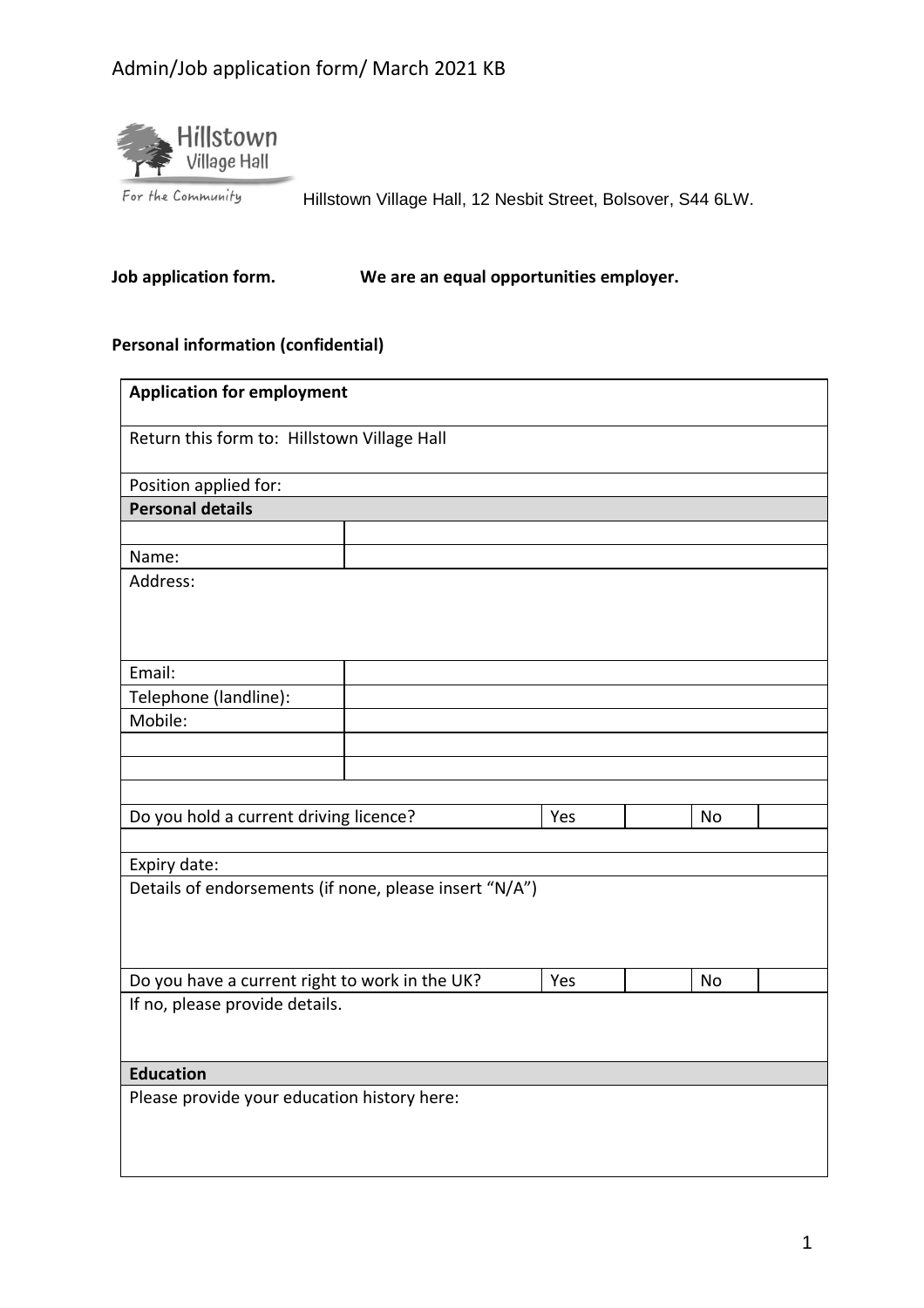Hillstown Village Hall
For the Community

Hillstown Village Hall, 12 Nesbit Street, Bolsover, S44 6LW.

**Job application form.** **We are an equal opportunities employer.**

**Personal information (confidential)**

| **Application for employment** | | | | | |
|---|---|---|---|---|---|
| Return this form to: Hillstown Village Hall | | | | | |
| Position applied for: | | | | | |
| **Personal details** | | | | | |
| | | | | | |
| Name: | | | | | |
| Address: | | | | | |
| Email: | | | | | |
| Telephone (landline): | | | | | |
| Mobile: | | | | | |
| | | | | | |
| | | | | | |
| | | | | | |
| Do you hold a current driving licence? | | Yes | | No | |
| | | | | | |
| Expiry date: | | | | | |
| Details of endorsements (if none, please insert "N/A") | | | | | |
| Do you have a current right to work in the UK? | | Yes | | No | |
| If no, please provide details. | | | | | |
| **Education** | | | | | |
| Please provide your education history here: | | | | | |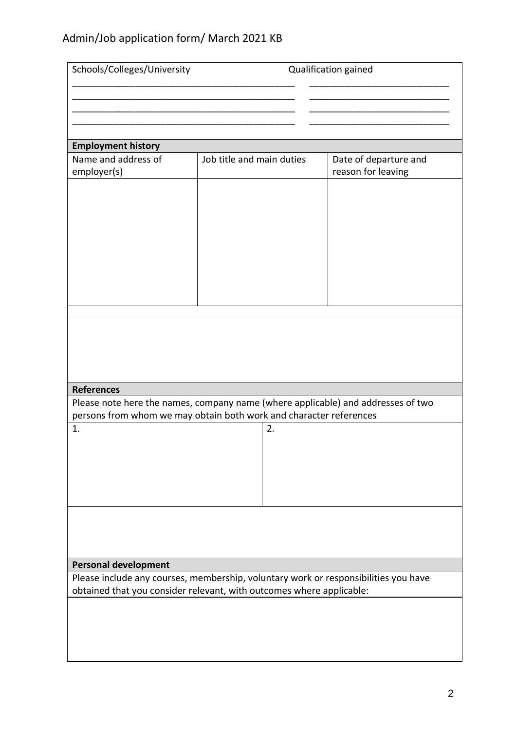| Schools/Colleges/University | Qualification gained |
|---|---|
| | |
| | |
| | |
| | |

## Employment history

| Name and address of employer(s) | Job title and main duties | Date of departure and reason for leaving |
|---|---|---|
| | | |

## References

Please note here the names, company name (where applicable) and addresses of two persons from whom we may obtain both work and character references

| 1. | 2. |
|---|---|
| | |

## Personal development

Please include any courses, membership, voluntary work or responsibilities you have obtained that you consider relevant, with outcomes where applicable: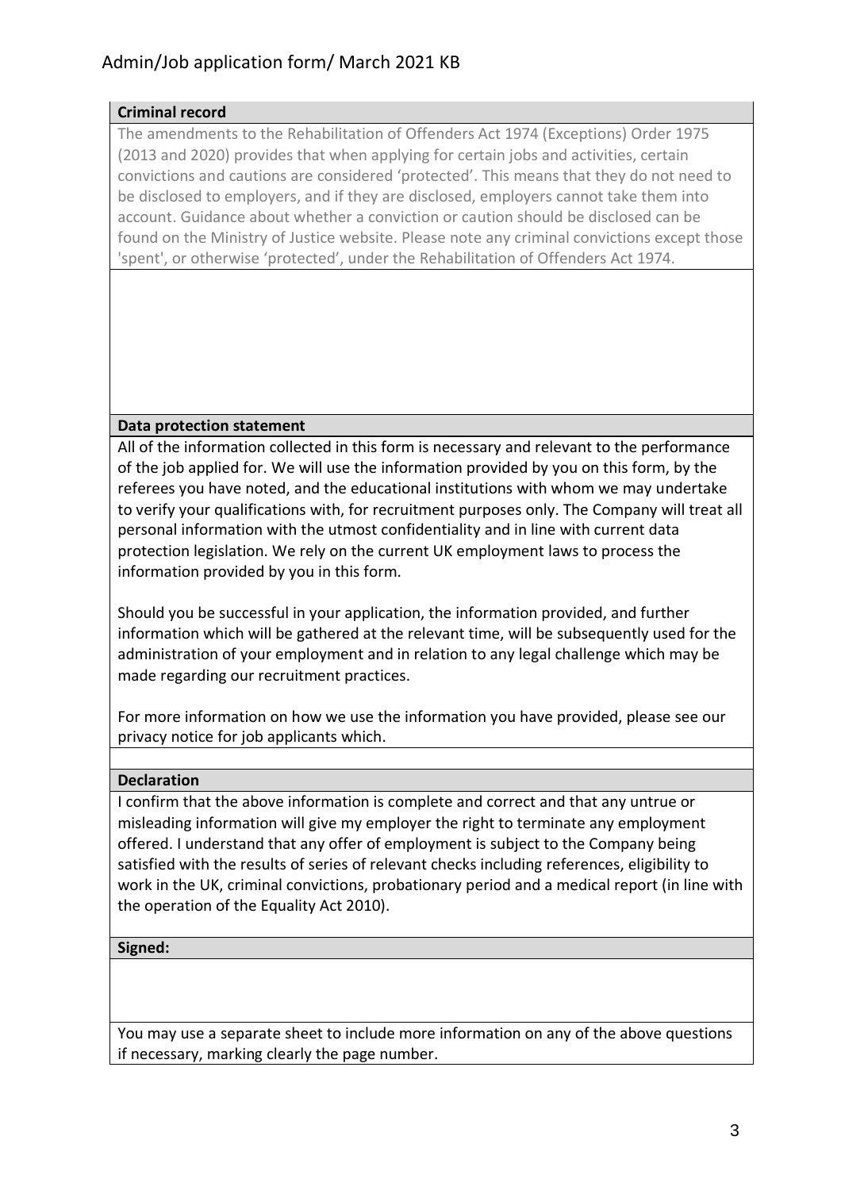**Criminal record**

The amendments to the Rehabilitation of Offenders Act 1974 (Exceptions) Order 1975 (2013 and 2020) provides that when applying for certain jobs and activities, certain convictions and cautions are considered 'protected'. This means that they do not need to be disclosed to employers, and if they are disclosed, employers cannot take them into account. Guidance about whether a conviction or caution should be disclosed can be found on the Ministry of Justice website. Please note any criminal convictions except those 'spent', or otherwise 'protected', under the Rehabilitation of Offenders Act 1974.

**Data protection statement**

All of the information collected in this form is necessary and relevant to the performance of the job applied for. We will use the information provided by you on this form, by the referees you have noted, and the educational institutions with whom we may undertake to verify your qualifications with, for recruitment purposes only. The Company will treat all personal information with the utmost confidentiality and in line with current data protection legislation. We rely on the current UK employment laws to process the information provided by you in this form.

Should you be successful in your application, the information provided, and further information which will be gathered at the relevant time, will be subsequently used for the administration of your employment and in relation to any legal challenge which may be made regarding our recruitment practices.

For more information on how we use the information you have provided, please see our privacy notice for job applicants which.

**Declaration**

I confirm that the above information is complete and correct and that any untrue or misleading information will give my employer the right to terminate any employment offered. I understand that any offer of employment is subject to the Company being satisfied with the results of series of relevant checks including references, eligibility to work in the UK, criminal convictions, probationary period and a medical report (in line with the operation of the Equality Act 2010).

**Signed:**

You may use a separate sheet to include more information on any of the above questions if necessary, marking clearly the page number.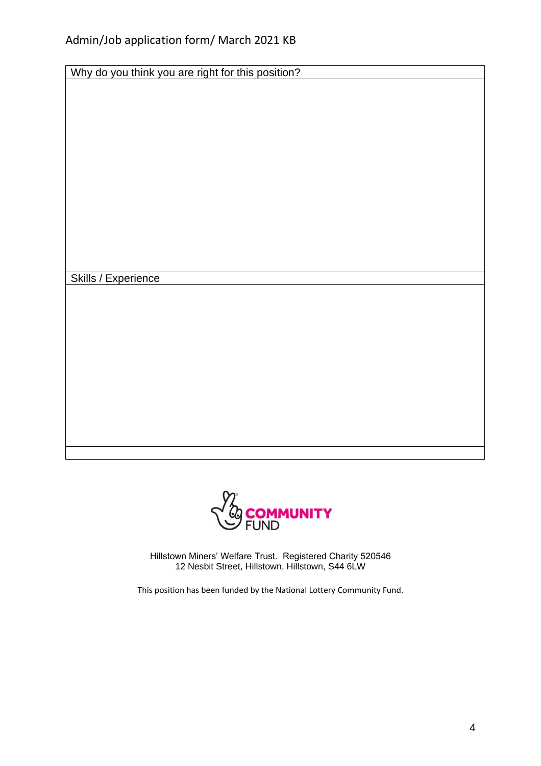| Why do you think you are right for this position? |
| --- |
| |
| Skills / Experience |
| |
| |

COMMUNITY FUND

Hillstown Miners' Welfare Trust. Registered Charity 520546
12 Nesbit Street, Hillstown, Hillstown, S44 6LW

This position has been funded by the National Lottery Community Fund.